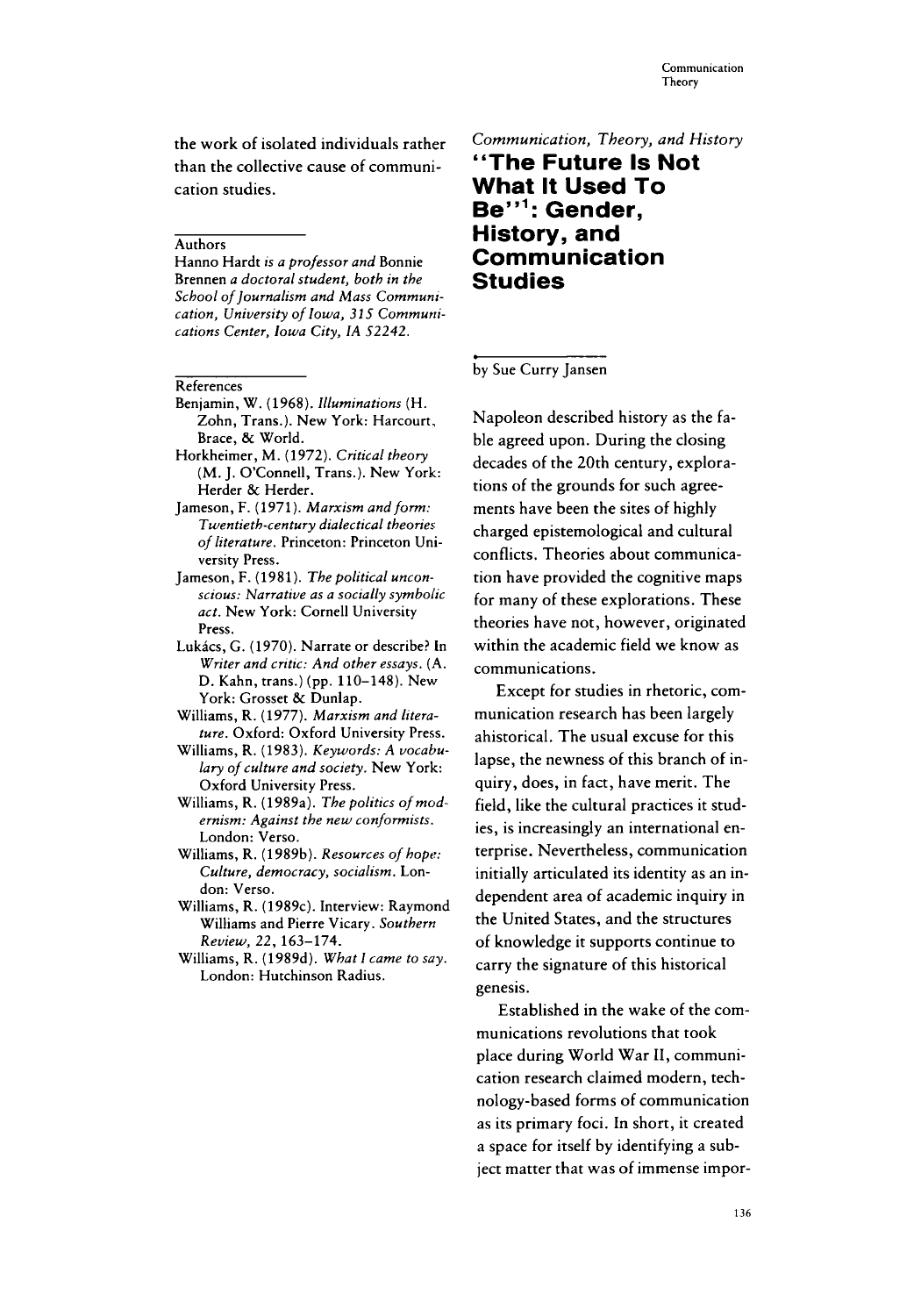the work of isolated individuals rather than the collective cause of communication studies.

## Authors

Hanno Hardt *is a professor and* Bonnie Brennen *a doctoral student, both in the School of Journalism and Mass Communication, University of Iowa, 315 Communications Center, Iowa City, IA 52242.*

## References

Benjamin, W. (1968). *Illuminations* (H. Zohn, Trans.). New York: Harcourt, Brace, & World.

Horkheimer, M. (1972). *Critical theory* (M. J. O'Connell, Trans.). New York: Herder & Herder.

Jameson, F. (1971). *Marxism and form: Twentieth-century dialectical theories of literature.* Princeton: Princeton University Press.

Jameson, F. (1981). *The political unconscious: Narrative as a socially symbolic act.* New York: Cornell University Press.

Lukács, G. (1970). Narrate or describe? In *Writer and critic: And other essays.* (A. D. Kahn, trans.) (pp. 110–148). New York: Grosset & Dunlap.

Williams, R. (1977). *Marxism and literature.* Oxford: Oxford University Press.

Williams, R. (1983). *Keywords: A vocabulary of culture and society.* New York: Oxford University Press.

Williams, R. (1989a). *The politics of modernism: Against the new conformists.* London: Verso.

Williams, R. (1989b). *Resources of hope: Culture, democracy, socialism.* London: Verso.

Williams, R. (1989c). Interview: Raymond Williams and Pierre Vicary. *Southern Review, 22,* 163–174.

Williams, R. (1989d). *What I came to say.* London: Hutchinson Radius.

*Communication, Theory, and History*

# "The Future Is Not What It Used To Be"[1]: Gender, History, and Communication Studies

by Sue Curry Jansen

Napoleon described history as the fable agreed upon. During the closing decades of the 20th century, explorations of the grounds for such agreements have been the sites of highly charged epistemological and cultural conflicts. Theories about communication have provided the cognitive maps for many of these explorations. These theories have not, however, originated within the academic field we know as communications.

Except for studies in rhetoric, communication research has been largely ahistorical. The usual excuse for this lapse, the newness of this branch of inquiry, does, in fact, have merit. The field, like the cultural practices it studies, is increasingly an international enterprise. Nevertheless, communication initially articulated its identity as an independent area of academic inquiry in the United States, and the structures of knowledge it supports continue to carry the signature of this historical genesis.

Established in the wake of the communications revolutions that took place during World War II, communication research claimed modern, technology-based forms of communication as its primary foci. In short, it created a space for itself by identifying a subject matter that was of immense impor-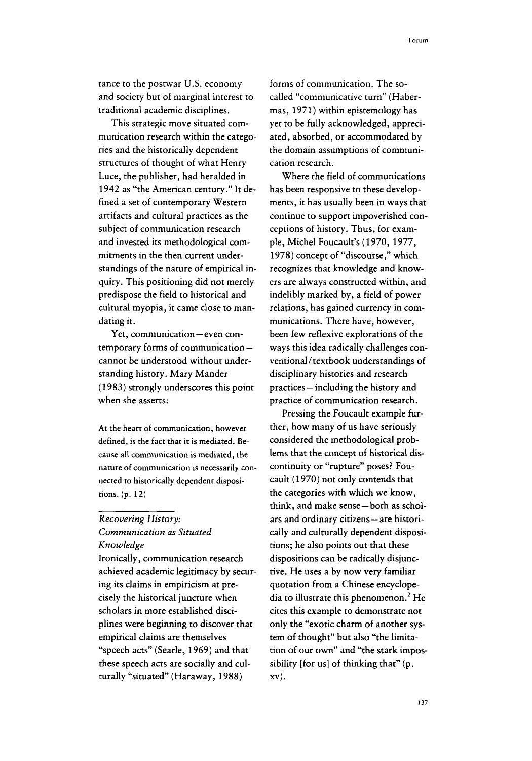tance to the postwar U.S. economy and society but of marginal interest to traditional academic disciplines.

This strategic move situated communication research within the categories and the historically dependent structures of thought of what Henry Luce, the publisher, had heralded in 1942 as "the American century." It defined a set of contemporary Western artifacts and cultural practices as the subject of communication research and invested its methodological commitments in the then current understandings of the nature of empirical inquiry. This positioning did not merely predispose the field to historical and cultural myopia, it came close to mandating it.

Yet, communication—even contemporary forms of communication—cannot be understood without understanding history. Mary Mander (1983) strongly underscores this point when she asserts:

> At the heart of communication, however defined, is the fact that it is mediated. Because all communication is mediated, the nature of communication is necessarily connected to historically dependent dispositions. (p. 12)

## *Recovering History: Communication as Situated Knowledge*

Ironically, communication research achieved academic legitimacy by securing its claims in empiricism at precisely the historical juncture when scholars in more established disciplines were beginning to discover that empirical claims are themselves "speech acts" (Searle, 1969) and that these speech acts are socially and culturally "situated" (Haraway, 1988) forms of communication. The so-called "communicative turn" (Habermas, 1971) within epistemology has yet to be fully acknowledged, appreciated, absorbed, or accommodated by the domain assumptions of communication research.

Where the field of communications has been responsive to these developments, it has usually been in ways that continue to support impoverished conceptions of history. Thus, for example, Michel Foucault's (1970, 1977, 1978) concept of "discourse," which recognizes that knowledge and knowers are always constructed within, and indelibly marked by, a field of power relations, has gained currency in communications. There have, however, been few reflexive explorations of the ways this idea radically challenges conventional/textbook understandings of disciplinary histories and research practices—including the history and practice of communication research.

Pressing the Foucault example further, how many of us have seriously considered the methodological problems that the concept of historical discontinuity or "rupture" poses? Foucault (1970) not only contends that the categories with which we know, think, and make sense—both as scholars and ordinary citizens—are historically and culturally dependent dispositions; he also points out that these dispositions can be radically disjunctive. He uses a by now very familiar quotation from a Chinese encyclopedia to illustrate this phenomenon.[2] He cites this example to demonstrate not only the "exotic charm of another system of thought" but also "the limitation of our own" and "the stark impossibility [for us] of thinking that" (p. xv).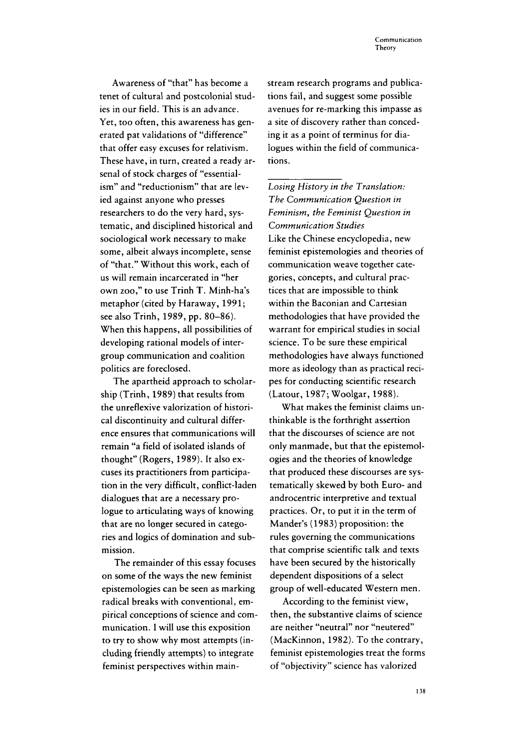Awareness of "that" has become a tenet of cultural and postcolonial studies in our field. This is an advance. Yet, too often, this awareness has generated pat validations of "difference" that offer easy excuses for relativism. These have, in turn, created a ready arsenal of stock charges of "essentialism" and "reductionism" that are levied against anyone who presses researchers to do the very hard, systematic, and disciplined historical and sociological work necessary to make some, albeit always incomplete, sense of "that." Without this work, each of us will remain incarcerated in "her own zoo," to use Trinh T. Minh-ha's metaphor (cited by Haraway, 1991; see also Trinh, 1989, pp. 80–86). When this happens, all possibilities of developing rational models of intergroup communication and coalition politics are foreclosed.

The apartheid approach to scholarship (Trinh, 1989) that results from the unreflexive valorization of historical discontinuity and cultural difference ensures that communications will remain "a field of isolated islands of thought" (Rogers, 1989). It also excuses its practitioners from participation in the very difficult, conflict-laden dialogues that are a necessary prologue to articulating ways of knowing that are no longer secured in categories and logics of domination and submission.

The remainder of this essay focuses on some of the ways the new feminist epistemologies can be seen as marking radical breaks with conventional, empirical conceptions of science and communication. I will use this exposition to try to show why most attempts (including friendly attempts) to integrate feminist perspectives within mainstream research programs and publications fail, and suggest some possible avenues for re-marking this impasse as a site of discovery rather than conceding it as a point of terminus for dialogues within the field of communications.

## *Losing History in the Translation: The Communication Question in Feminism, the Feminist Question in Communication Studies*

Like the Chinese encyclopedia, new feminist epistemologies and theories of communication weave together categories, concepts, and cultural practices that are impossible to think within the Baconian and Cartesian methodologies that have provided the warrant for empirical studies in social science. To be sure these empirical methodologies have always functioned more as ideology than as practical recipes for conducting scientific research (Latour, 1987; Woolgar, 1988).

What makes the feminist claims unthinkable is the forthright assertion that the discourses of science are not only manmade, but that the epistemologies and the theories of knowledge that produced these discourses are systematically skewed by both Euro- and androcentric interpretive and textual practices. Or, to put it in the term of Mander's (1983) proposition: the rules governing the communications that comprise scientific talk and texts have been secured by the historically dependent dispositions of a select group of well-educated Western men.

According to the feminist view, then, the substantive claims of science are neither "neutral" nor "neutered" (MacKinnon, 1982). To the contrary, feminist epistemologies treat the forms of "objectivity" science has valorized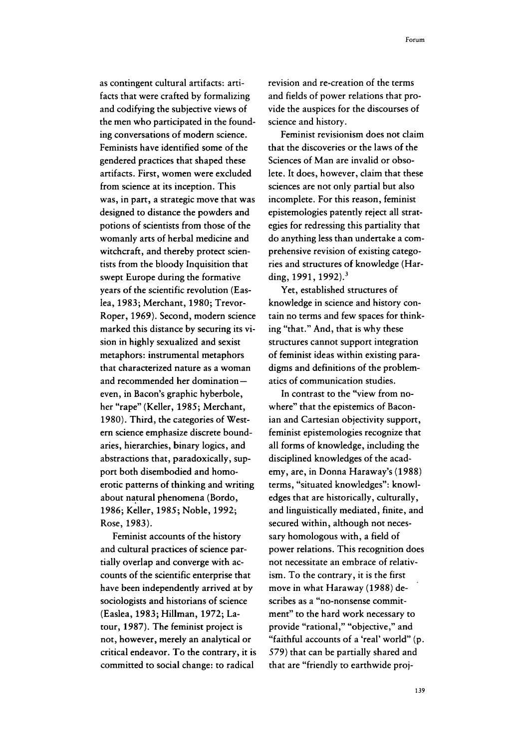as contingent cultural artifacts: artifacts that were crafted by formalizing and codifying the subjective views of the men who participated in the founding conversations of modern science. Feminists have identified some of the gendered practices that shaped these artifacts. First, women were excluded from science at its inception. This was, in part, a strategic move that was designed to distance the powders and potions of scientists from those of the womanly arts of herbal medicine and witchcraft, and thereby protect scientists from the bloody Inquisition that swept Europe during the formative years of the scientific revolution (Easlea, 1983; Merchant, 1980; Trevor-Roper, 1969). Second, modern science marked this distance by securing its vision in highly sexualized and sexist metaphors: instrumental metaphors that characterized nature as a woman and recommended her domination—even, in Bacon's graphic hyberbole, her "rape" (Keller, 1985; Merchant, 1980). Third, the categories of Western science emphasize discrete boundaries, hierarchies, binary logics, and abstractions that, paradoxically, support both disembodied and homoerotic patterns of thinking and writing about natural phenomena (Bordo, 1986; Keller, 1985; Noble, 1992; Rose, 1983).

Feminist accounts of the history and cultural practices of science partially overlap and converge with accounts of the scientific enterprise that have been independently arrived at by sociologists and historians of science (Easlea, 1983; Hillman, 1972; Latour, 1987). The feminist project is not, however, merely an analytical or critical endeavor. To the contrary, it is committed to social change: to radical revision and re-creation of the terms and fields of power relations that provide the auspices for the discourses of science and history.

Feminist revisionism does not claim that the discoveries or the laws of the Sciences of Man are invalid or obsolete. It does, however, claim that these sciences are not only partial but also incomplete. For this reason, feminist epistemologies patently reject all strategies for redressing this partiality that do anything less than undertake a comprehensive revision of existing categories and structures of knowledge (Harding, 1991, 1992).[3]

Yet, established structures of knowledge in science and history contain no terms and few spaces for thinking "that." And, that is why these structures cannot support integration of feminist ideas within existing paradigms and definitions of the problematics of communication studies.

In contrast to the "view from nowhere" that the epistemics of Baconian and Cartesian objectivity support, feminist epistemologies recognize that all forms of knowledge, including the disciplined knowledges of the academy, are, in Donna Haraway's (1988) terms, "situated knowledges": knowledges that are historically, culturally, and linguistically mediated, finite, and secured within, although not necessary homologous with, a field of power relations. This recognition does not necessitate an embrace of relativism. To the contrary, it is the first move in what Haraway (1988) describes as a "no-nonsense commitment" to the hard work necessary to provide "rational," "objective," and "faithful accounts of a 'real' world" (p. 579) that can be partially shared and that are "friendly to earthwide proj-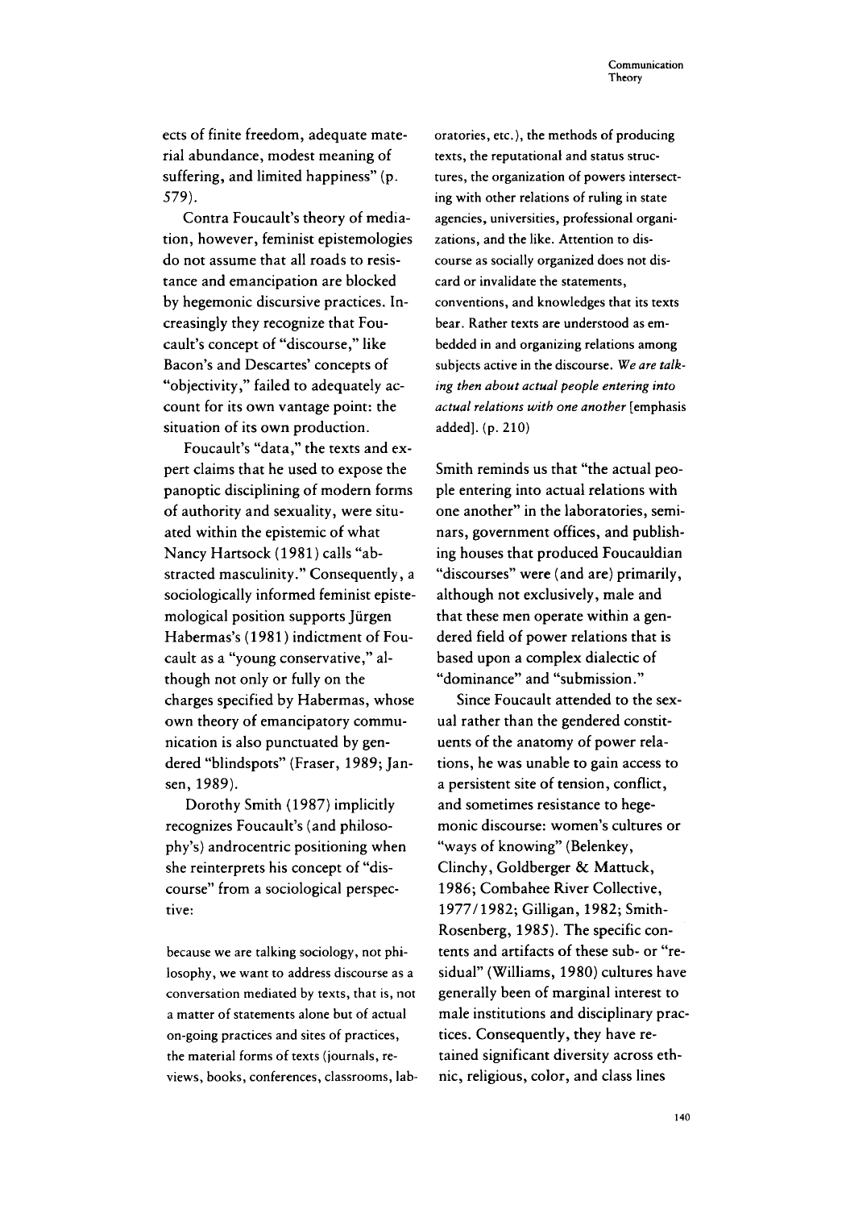ects of finite freedom, adequate material abundance, modest meaning of suffering, and limited happiness" (p. 579).

Contra Foucault's theory of mediation, however, feminist epistemologies do not assume that all roads to resistance and emancipation are blocked by hegemonic discursive practices. Increasingly they recognize that Foucault's concept of "discourse," like Bacon's and Descartes' concepts of "objectivity," failed to adequately account for its own vantage point: the situation of its own production.

Foucault's "data," the texts and expert claims that he used to expose the panoptic disciplining of modern forms of authority and sexuality, were situated within the epistemic of what Nancy Hartsock (1981) calls "abstracted masculinity." Consequently, a sociologically informed feminist epistemological position supports Jürgen Habermas's (1981) indictment of Foucault as a "young conservative," although not only or fully on the charges specified by Habermas, whose own theory of emancipatory communication is also punctuated by gendered "blindspots" (Fraser, 1989; Jansen, 1989).

Dorothy Smith (1987) implicitly recognizes Foucault's (and philosophy's) androcentric positioning when she reinterprets his concept of "discourse" from a sociological perspective:

> because we are talking sociology, not philosophy, we want to address discourse as a conversation mediated by texts, that is, not a matter of statements alone but of actual on-going practices and sites of practices, the material forms of texts (journals, reviews, books, conferences, classrooms, laboratories, etc.), the methods of producing texts, the reputational and status structures, the organization of powers intersecting with other relations of ruling in state agencies, universities, professional organizations, and the like. Attention to discourse as socially organized does not discard or invalidate the statements, conventions, and knowledges that its texts bear. Rather texts are understood as embedded in and organizing relations among subjects active in the discourse. *We are talking then about actual people entering into actual relations with one another* [emphasis added]. (p. 210)

Smith reminds us that "the actual people entering into actual relations with one another" in the laboratories, seminars, government offices, and publishing houses that produced Foucauldian "discourses" were (and are) primarily, although not exclusively, male and that these men operate within a gendered field of power relations that is based upon a complex dialectic of "dominance" and "submission."

Since Foucault attended to the sexual rather than the gendered constituents of the anatomy of power relations, he was unable to gain access to a persistent site of tension, conflict, and sometimes resistance to hegemonic discourse: women's cultures or "ways of knowing" (Belenkey, Clinchy, Goldberger & Mattuck, 1986; Combahee River Collective, 1977/1982; Gilligan, 1982; Smith-Rosenberg, 1985). The specific contents and artifacts of these sub- or "residual" (Williams, 1980) cultures have generally been of marginal interest to male institutions and disciplinary practices. Consequently, they have retained significant diversity across ethnic, religious, color, and class lines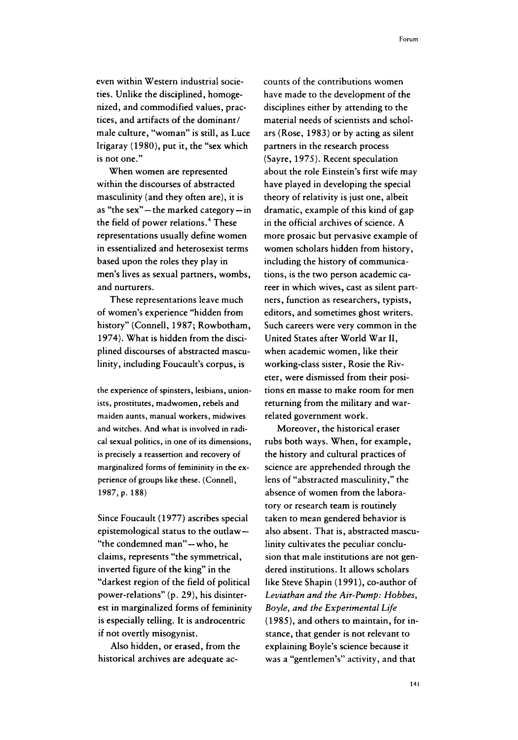even within Western industrial societies. Unlike the disciplined, homogenized, and commodified values, practices, and artifacts of the dominant/male culture, "woman" is still, as Luce Irigaray (1980), put it, the "sex which is not one."

When women are represented within the discourses of abstracted masculinity (and they often are), it is as "the sex"—the marked category—in the field of power relations.[4] These representations usually define women in essentialized and heterosexist terms based upon the roles they play in men's lives as sexual partners, wombs, and nurturers.

These representations leave much of women's experience "hidden from history" (Connell, 1987; Rowbotham, 1974). What is hidden from the disciplined discourses of abstracted masculinity, including Foucault's corpus, is

> the experience of spinsters, lesbians, unionists, prostitutes, madwomen, rebels and maiden aunts, manual workers, midwives and witches. And what is involved in radical sexual politics, in one of its dimensions, is precisely a reassertion and recovery of marginalized forms of femininity in the experience of groups like these. (Connell, 1987, p. 188)

Since Foucault (1977) ascribes special epistemological status to the outlaw—"the condemned man"—who, he claims, represents "the symmetrical, inverted figure of the king" in the "darkest region of the field of political power-relations" (p. 29), his disinterest in marginalized forms of femininity is especially telling. It is androcentric if not overtly misogynist.

Also hidden, or erased, from the historical archives are adequate accounts of the contributions women have made to the development of the disciplines either by attending to the material needs of scientists and scholars (Rose, 1983) or by acting as silent partners in the research process (Sayre, 1975). Recent speculation about the role Einstein's first wife may have played in developing the special theory of relativity is just one, albeit dramatic, example of this kind of gap in the official archives of science. A more prosaic but pervasive example of women scholars hidden from history, including the history of communications, is the two person academic career in which wives, cast as silent partners, function as researchers, typists, editors, and sometimes ghost writers. Such careers were very common in the United States after World War II, when academic women, like their working-class sister, Rosie the Riveter, were dismissed from their positions en masse to make room for men returning from the military and war-related government work.

Moreover, the historical eraser rubs both ways. When, for example, the history and cultural practices of science are apprehended through the lens of "abstracted masculinity," the absence of women from the laboratory or research team is routinely taken to mean gendered behavior is also absent. That is, abstracted masculinity cultivates the peculiar conclusion that male institutions are not gendered institutions. It allows scholars like Steve Shapin (1991), co-author of *Leviathan and the Air-Pump: Hobbes, Boyle, and the Experimental Life* (1985), and others to maintain, for instance, that gender is not relevant to explaining Boyle's science because it was a "gentlemen's" activity, and that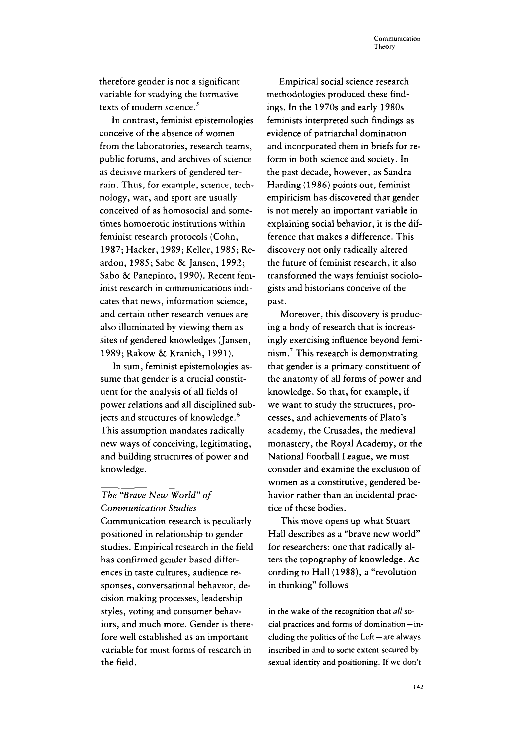therefore gender is not a significant variable for studying the formative texts of modern science.[5]

In contrast, feminist epistemologies conceive of the absence of women from the laboratories, research teams, public forums, and archives of science as decisive markers of gendered terrain. Thus, for example, science, technology, war, and sport are usually conceived of as homosocial and sometimes homoerotic institutions within feminist research protocols (Cohn, 1987; Hacker, 1989; Keller, 1985; Reardon, 1985; Sabo & Jansen, 1992; Sabo & Panepinto, 1990). Recent feminist research in communications indicates that news, information science, and certain other research venues are also illuminated by viewing them as sites of gendered knowledges (Jansen, 1989; Rakow & Kranich, 1991).

In sum, feminist epistemologies assume that gender is a crucial constituent for the analysis of all fields of power relations and all disciplined subjects and structures of knowledge.[6] This assumption mandates radically new ways of conceiving, legitimating, and building structures of power and knowledge.

## *The "Brave New World" of Communication Studies*

Communication research is peculiarly positioned in relationship to gender studies. Empirical research in the field has confirmed gender based differences in taste cultures, audience responses, conversational behavior, decision making processes, leadership styles, voting and consumer behaviors, and much more. Gender is therefore well established as an important variable for most forms of research in the field.

Empirical social science research methodologies produced these findings. In the 1970s and early 1980s feminists interpreted such findings as evidence of patriarchal domination and incorporated them in briefs for reform in both science and society. In the past decade, however, as Sandra Harding (1986) points out, feminist empiricism has discovered that gender is not merely an important variable in explaining social behavior, it is the difference that makes a difference. This discovery not only radically altered the future of feminist research, it also transformed the ways feminist sociologists and historians conceive of the past.

Moreover, this discovery is producing a body of research that is increasingly exercising influence beyond feminism.[7] This research is demonstrating that gender is a primary constituent of the anatomy of all forms of power and knowledge. So that, for example, if we want to study the structures, processes, and achievements of Plato's academy, the Crusades, the medieval monastery, the Royal Academy, or the National Football League, we must consider and examine the exclusion of women as a constitutive, gendered behavior rather than an incidental practice of these bodies.

This move opens up what Stuart Hall describes as a "brave new world" for researchers: one that radically alters the topography of knowledge. According to Hall (1988), a "revolution in thinking" follows

> in the wake of the recognition that *all* social practices and forms of domination—including the politics of the Left—are always inscribed in and to some extent secured by sexual identity and positioning. If we don't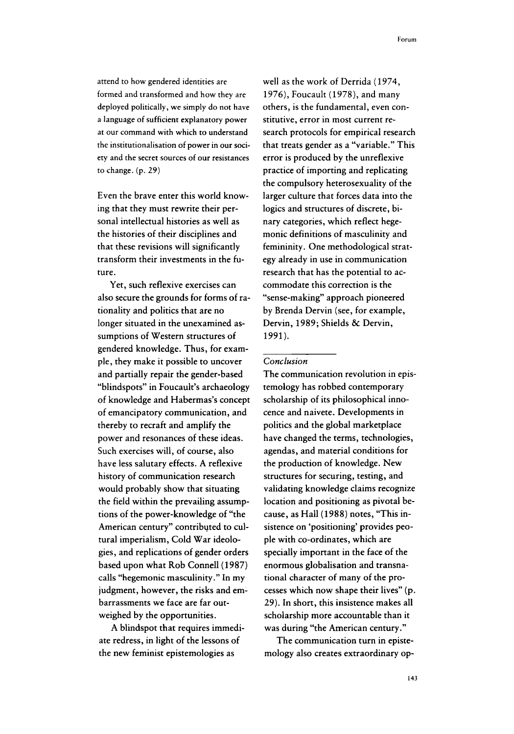attend to how gendered identities are formed and transformed and how they are deployed politically, we simply do not have a language of sufficient explanatory power at our command with which to understand the institutionalisation of power in our society and the secret sources of our resistances to change. (p. 29)

Even the brave enter this world knowing that they must rewrite their personal intellectual histories as well as the histories of their disciplines and that these revisions will significantly transform their investments in the future.

Yet, such reflexive exercises can also secure the grounds for forms of rationality and politics that are no longer situated in the unexamined assumptions of Western structures of gendered knowledge. Thus, for example, they make it possible to uncover and partially repair the gender-based "blindspots" in Foucault's archaeology of knowledge and Habermas's concept of emancipatory communication, and thereby to recraft and amplify the power and resonances of these ideas. Such exercises will, of course, also have less salutary effects. A reflexive history of communication research would probably show that situating the field within the prevailing assumptions of the power-knowledge of "the American century" contributed to cultural imperialism, Cold War ideologies, and replications of gender orders based upon what Rob Connell (1987) calls "hegemonic masculinity." In my judgment, however, the risks and embarrassments we face are far outweighed by the opportunities.

A blindspot that requires immediate redress, in light of the lessons of the new feminist epistemologies as well as the work of Derrida (1974, 1976), Foucault (1978), and many others, is the fundamental, even constitutive, error in most current research protocols for empirical research that treats gender as a "variable." This error is produced by the unreflexive practice of importing and replicating the compulsory heterosexuality of the larger culture that forces data into the logics and structures of discrete, binary categories, which reflect hegemonic definitions of masculinity and femininity. One methodological strategy already in use in communication research that has the potential to accommodate this correction is the "sense-making" approach pioneered by Brenda Dervin (see, for example, Dervin, 1989; Shields & Dervin, 1991).

## *Conclusion*

The communication revolution in epistemology has robbed contemporary scholarship of its philosophical innocence and naivete. Developments in politics and the global marketplace have changed the terms, technologies, agendas, and material conditions for the production of knowledge. New structures for securing, testing, and validating knowledge claims recognize location and positioning as pivotal because, as Hall (1988) notes, "This insistence on 'positioning' provides people with co-ordinates, which are specially important in the face of the enormous globalisation and transnational character of many of the processes which now shape their lives" (p. 29). In short, this insistence makes all scholarship more accountable than it was during "the American century."

The communication turn in epistemology also creates extraordinary op-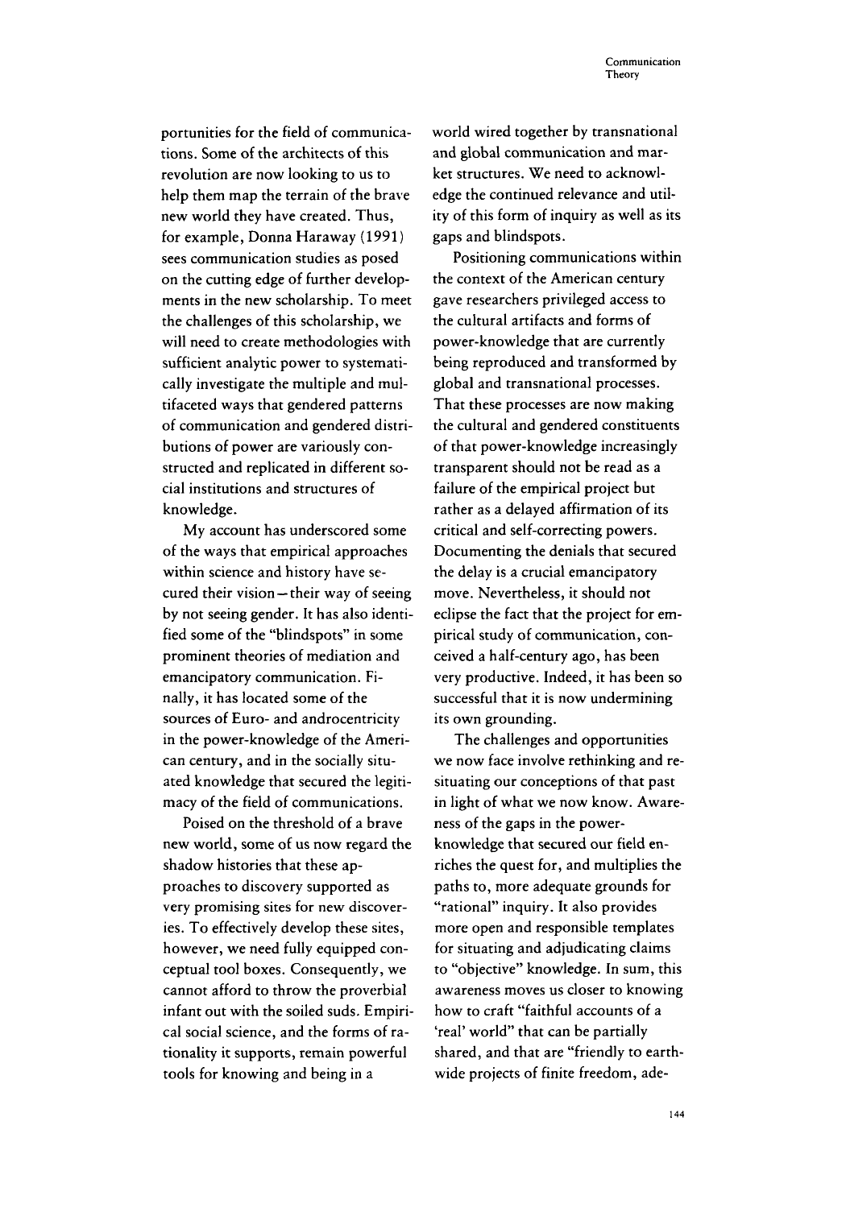portunities for the field of communications. Some of the architects of this revolution are now looking to us to help them map the terrain of the brave new world they have created. Thus, for example, Donna Haraway (1991) sees communication studies as posed on the cutting edge of further developments in the new scholarship. To meet the challenges of this scholarship, we will need to create methodologies with sufficient analytic power to systematically investigate the multiple and multifaceted ways that gendered patterns of communication and gendered distributions of power are variously constructed and replicated in different social institutions and structures of knowledge.

My account has underscored some of the ways that empirical approaches within science and history have secured their vision—their way of seeing by not seeing gender. It has also identified some of the "blindspots" in some prominent theories of mediation and emancipatory communication. Finally, it has located some of the sources of Euro- and androcentricity in the power-knowledge of the American century, and in the socially situated knowledge that secured the legitimacy of the field of communications.

Poised on the threshold of a brave new world, some of us now regard the shadow histories that these approaches to discovery supported as very promising sites for new discoveries. To effectively develop these sites, however, we need fully equipped conceptual tool boxes. Consequently, we cannot afford to throw the proverbial infant out with the soiled suds. Empirical social science, and the forms of rationality it supports, remain powerful tools for knowing and being in a world wired together by transnational and global communication and market structures. We need to acknowledge the continued relevance and utility of this form of inquiry as well as its gaps and blindspots.

Positioning communications within the context of the American century gave researchers privileged access to the cultural artifacts and forms of power-knowledge that are currently being reproduced and transformed by global and transnational processes. That these processes are now making the cultural and gendered constituents of that power-knowledge increasingly transparent should not be read as a failure of the empirical project but rather as a delayed affirmation of its critical and self-correcting powers. Documenting the denials that secured the delay is a crucial emancipatory move. Nevertheless, it should not eclipse the fact that the project for empirical study of communication, conceived a half-century ago, has been very productive. Indeed, it has been so successful that it is now undermining its own grounding.

The challenges and opportunities we now face involve rethinking and resituating our conceptions of that past in light of what we now know. Awareness of the gaps in the power-knowledge that secured our field enriches the quest for, and multiplies the paths to, more adequate grounds for "rational" inquiry. It also provides more open and responsible templates for situating and adjudicating claims to "objective" knowledge. In sum, this awareness moves us closer to knowing how to craft "faithful accounts of a 'real' world" that can be partially shared, and that are "friendly to earth-wide projects of finite freedom, ade-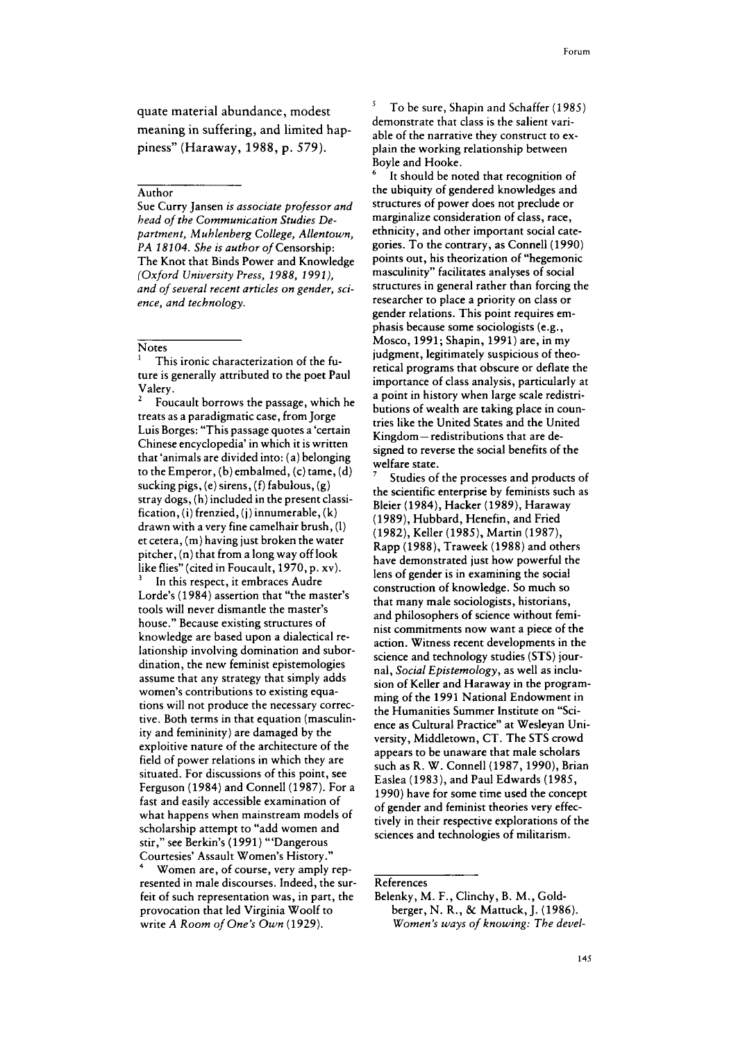quate material abundance, modest meaning in suffering, and limited happiness" (Haraway, 1988, p. 579).

## Author

Sue Curry Jansen *is associate professor and head of the Communication Studies Department, Muhlenberg College, Allentown, PA 18104. She is author of* Censorship: The Knot that Binds Power and Knowledge *(Oxford University Press, 1988, 1991), and of several recent articles on gender, science, and technology.*

## Notes

[1] This ironic characterization of the future is generally attributed to the poet Paul Valery.

[2] Foucault borrows the passage, which he treats as a paradigmatic case, from Jorge Luis Borges: "This passage quotes a 'certain Chinese encyclopedia' in which it is written that 'animals are divided into: (a) belonging to the Emperor, (b) embalmed, (c) tame, (d) sucking pigs, (e) sirens, (f) fabulous, (g) stray dogs, (h) included in the present classification, (i) frenzied, (j) innumerable, (k) drawn with a very fine camelhair brush, (l) et cetera, (m) having just broken the water pitcher, (n) that from a long way off look like flies" (cited in Foucault, 1970, p. xv).

[3] In this respect, it embraces Audre Lorde's (1984) assertion that "the master's tools will never dismantle the master's house." Because existing structures of knowledge are based upon a dialectical relationship involving domination and subordination, the new feminist epistemologies assume that any strategy that simply adds women's contributions to existing equations will not produce the necessary corrective. Both terms in that equation (masculinity and femininity) are damaged by the exploitive nature of the architecture of the field of power relations in which they are situated. For discussions of this point, see Ferguson (1984) and Connell (1987). For a fast and easily accessible examination of what happens when mainstream models of scholarship attempt to "add women and stir," see Berkin's (1991) "'Dangerous Courtesies' Assault Women's History."

[4] Women are, of course, very amply represented in male discourses. Indeed, the surfeit of such representation was, in part, the provocation that led Virginia Woolf to write *A Room of One's Own* (1929).

[5] To be sure, Shapin and Schaffer (1985) demonstrate that class is the salient variable of the narrative they construct to explain the working relationship between Boyle and Hooke.

[6] It should be noted that recognition of the ubiquity of gendered knowledges and structures of power does not preclude or marginalize consideration of class, race, ethnicity, and other important social categories. To the contrary, as Connell (1990) points out, his theorization of "hegemonic masculinity" facilitates analyses of social structures in general rather than forcing the researcher to place a priority on class or gender relations. This point requires emphasis because some sociologists (e.g., Mosco, 1991; Shapin, 1991) are, in my judgment, legitimately suspicious of theoretical programs that obscure or deflate the importance of class analysis, particularly at a point in history when large scale redistributions of wealth are taking place in countries like the United States and the United Kingdom—redistributions that are designed to reverse the social benefits of the welfare state.

[7] Studies of the processes and products of the scientific enterprise by feminists such as Bleier (1984), Hacker (1989), Haraway (1989), Hubbard, Henefin, and Fried (1982), Keller (1985), Martin (1987), Rapp (1988), Traweek (1988) and others have demonstrated just how powerful the lens of gender is in examining the social construction of knowledge. So much so that many male sociologists, historians, and philosophers of science without feminist commitments now want a piece of the action. Witness recent developments in the science and technology studies (STS) journal, *Social Epistemology*, as well as inclusion of Keller and Haraway in the programming of the 1991 National Endowment in the Humanities Summer Institute on "Science as Cultural Practice" at Wesleyan University, Middletown, CT. The STS crowd appears to be unaware that male scholars such as R. W. Connell (1987, 1990), Brian Easlea (1983), and Paul Edwards (1985, 1990) have for some time used the concept of gender and feminist theories very effectively in their respective explorations of the sciences and technologies of militarism.

## References

Belenky, M. F., Clinchy, B. M., Goldberger, N. R., & Mattuck, J. (1986). *Women's ways of knowing: The devel-*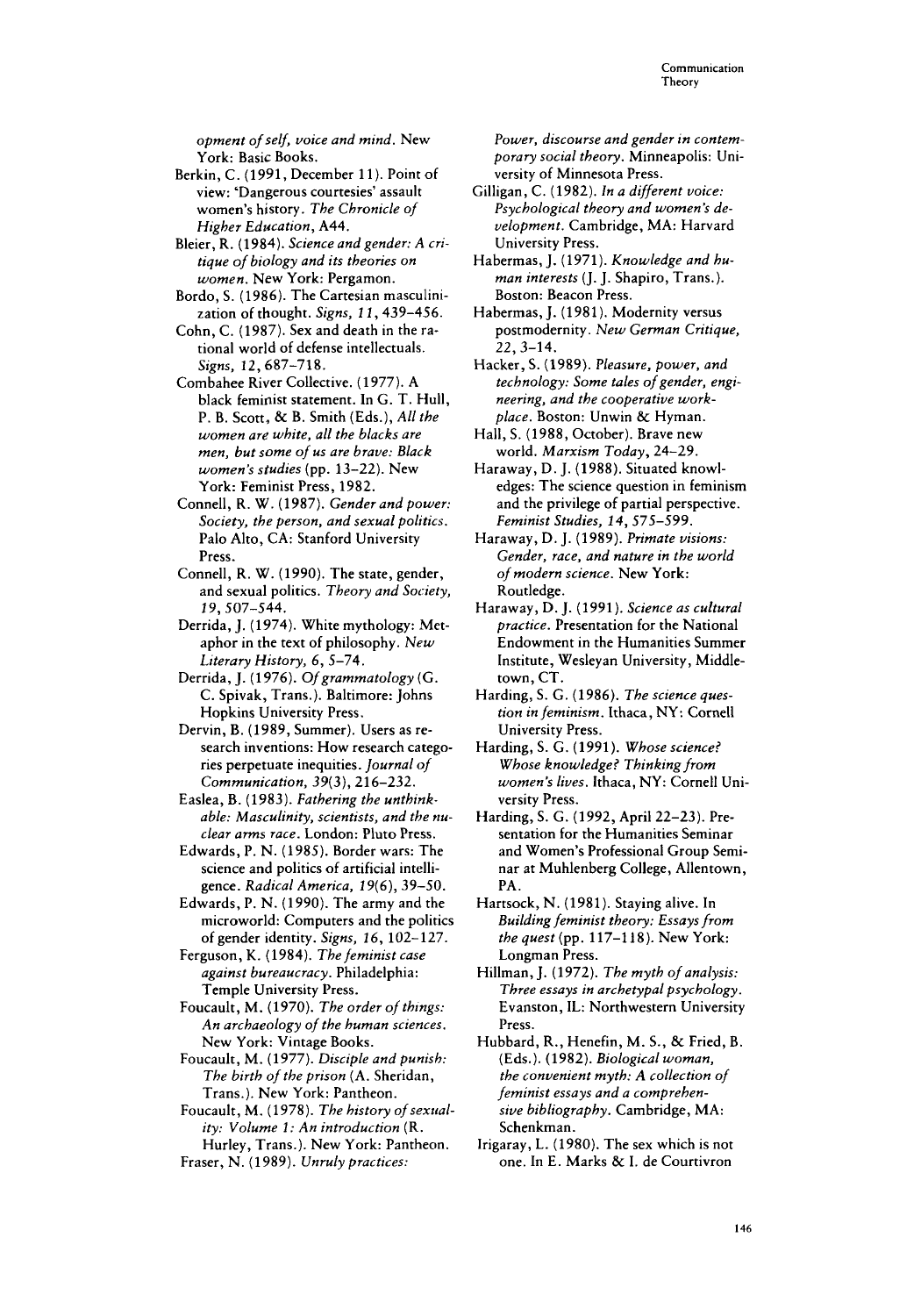*opment of self, voice and mind*. New York: Basic Books.

Berkin, C. (1991, December 11). Point of view: 'Dangerous courtesies' assault women's history. *The Chronicle of Higher Education*, A44.

Bleier, R. (1984). *Science and gender: A critique of biology and its theories on women*. New York: Pergamon.

Bordo, S. (1986). The Cartesian masculinization of thought. *Signs, 11*, 439–456.

Cohn, C. (1987). Sex and death in the rational world of defense intellectuals. *Signs, 12*, 687–718.

Combahee River Collective. (1977). A black feminist statement. In G. T. Hull, P. B. Scott, & B. Smith (Eds.), *All the women are white, all the blacks are men, but some of us are brave: Black women's studies* (pp. 13–22). New York: Feminist Press, 1982.

Connell, R. W. (1987). *Gender and power: Society, the person, and sexual politics*. Palo Alto, CA: Stanford University Press.

Connell, R. W. (1990). The state, gender, and sexual politics. *Theory and Society, 19*, 507–544.

Derrida, J. (1974). White mythology: Metaphor in the text of philosophy. *New Literary History, 6*, 5–74.

Derrida, J. (1976). *Of grammatology* (G. C. Spivak, Trans.). Baltimore: Johns Hopkins University Press.

Dervin, B. (1989, Summer). Users as research inventions: How research categories perpetuate inequities. *Journal of Communication, 39*(3), 216–232.

Easlea, B. (1983). *Fathering the unthinkable: Masculinity, scientists, and the nuclear arms race*. London: Pluto Press.

Edwards, P. N. (1985). Border wars: The science and politics of artificial intelligence. *Radical America, 19*(6), 39–50.

Edwards, P. N. (1990). The army and the microworld: Computers and the politics of gender identity. *Signs, 16*, 102–127.

Ferguson, K. (1984). *The feminist case against bureaucracy*. Philadelphia: Temple University Press.

Foucault, M. (1970). *The order of things: An archaeology of the human sciences*. New York: Vintage Books.

Foucault, M. (1977). *Disciple and punish: The birth of the prison* (A. Sheridan, Trans.). New York: Pantheon.

Foucault, M. (1978). *The history of sexuality: Volume 1: An introduction* (R. Hurley, Trans.). New York: Pantheon.

Fraser, N. (1989). *Unruly practices: Power, discourse and gender in contemporary social theory*. Minneapolis: University of Minnesota Press.

Gilligan, C. (1982). *In a different voice: Psychological theory and women's development*. Cambridge, MA: Harvard University Press.

Habermas, J. (1971). *Knowledge and human interests* (J. J. Shapiro, Trans.). Boston: Beacon Press.

Habermas, J. (1981). Modernity versus postmodernity. *New German Critique, 22*, 3–14.

Hacker, S. (1989). *Pleasure, power, and technology: Some tales of gender, engineering, and the cooperative workplace*. Boston: Unwin & Hyman.

Hall, S. (1988, October). Brave new world. *Marxism Today*, 24–29.

Haraway, D. J. (1988). Situated knowledges: The science question in feminism and the privilege of partial perspective. *Feminist Studies, 14*, 575–599.

Haraway, D. J. (1989). *Primate visions: Gender, race, and nature in the world of modern science*. New York: Routledge.

Haraway, D. J. (1991). *Science as cultural practice*. Presentation for the National Endowment in the Humanities Summer Institute, Wesleyan University, Middletown, CT.

Harding, S. G. (1986). *The science question in feminism*. Ithaca, NY: Cornell University Press.

Harding, S. G. (1991). *Whose science? Whose knowledge? Thinking from women's lives*. Ithaca, NY: Cornell University Press.

Harding, S. G. (1992, April 22–23). Presentation for the Humanities Seminar and Women's Professional Group Seminar at Muhlenberg College, Allentown, PA.

Hartsock, N. (1981). Staying alive. In *Building feminist theory: Essays from the quest* (pp. 117–118). New York: Longman Press.

Hillman, J. (1972). *The myth of analysis: Three essays in archetypal psychology*. Evanston, IL: Northwestern University Press.

Hubbard, R., Henefin, M. S., & Fried, B. (Eds.). (1982). *Biological woman, the convenient myth: A collection of feminist essays and a comprehensive bibliography*. Cambridge, MA: Schenkman.

Irigaray, L. (1980). The sex which is not one. In E. Marks & I. de Courtivron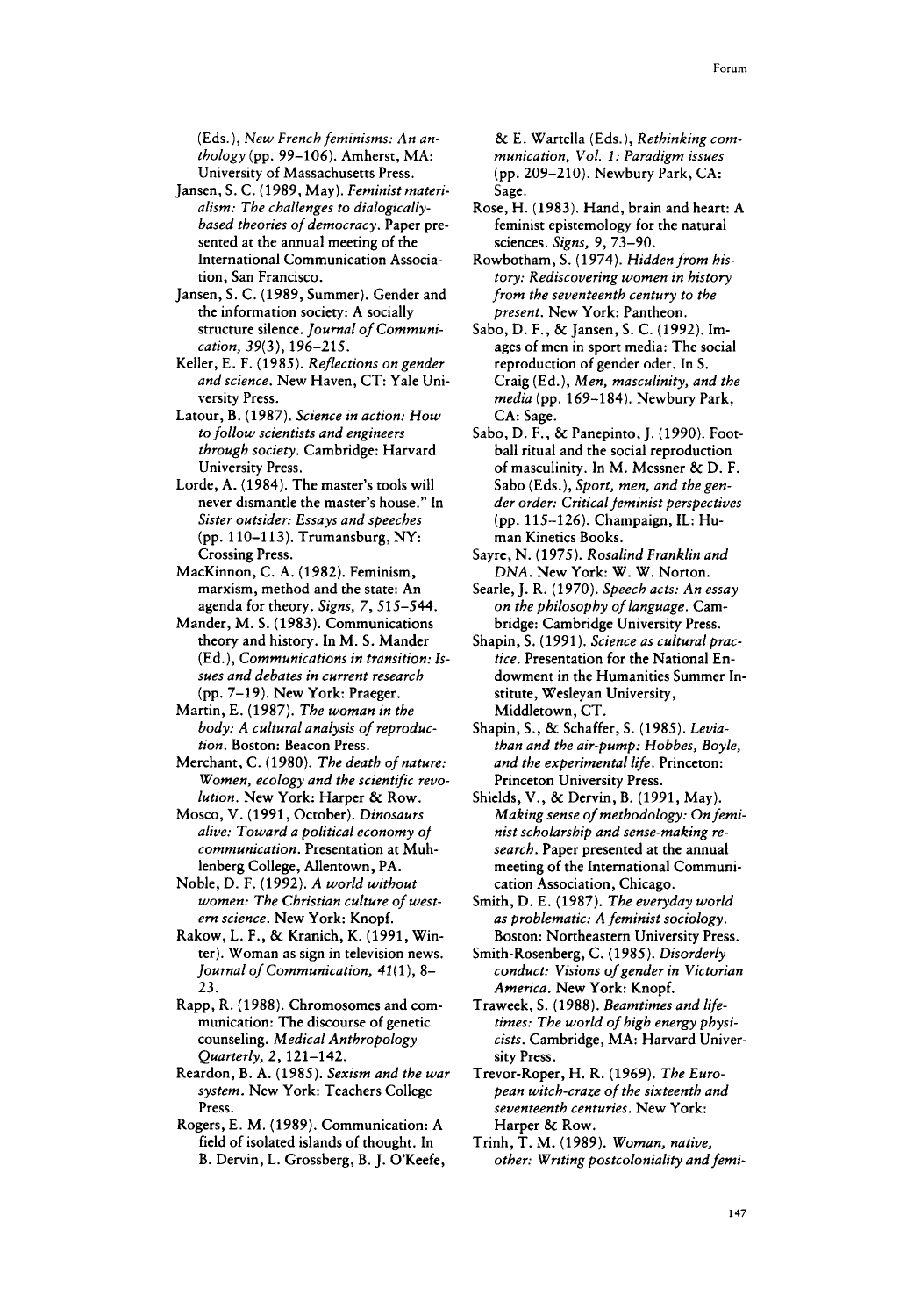(Eds.), *New French feminisms: An anthology* (pp. 99–106). Amherst, MA: University of Massachusetts Press.

Jansen, S. C. (1989, May). *Feminist materialism: The challenges to dialogically-based theories of democracy.* Paper presented at the annual meeting of the International Communication Association, San Francisco.

Jansen, S. C. (1989, Summer). Gender and the information society: A socially structure silence. *Journal of Communication, 39*(3), 196–215.

Keller, E. F. (1985). *Reflections on gender and science.* New Haven, CT: Yale University Press.

Latour, B. (1987). *Science in action: How to follow scientists and engineers through society.* Cambridge: Harvard University Press.

Lorde, A. (1984). The master's tools will never dismantle the master's house." In *Sister outsider: Essays and speeches* (pp. 110–113). Trumansburg, NY: Crossing Press.

MacKinnon, C. A. (1982). Feminism, marxism, method and the state: An agenda for theory. *Signs, 7,* 515–544.

Mander, M. S. (1983). Communications theory and history. In M. S. Mander (Ed.), *Communications in transition: Issues and debates in current research* (pp. 7–19). New York: Praeger.

Martin, E. (1987). *The woman in the body: A cultural analysis of reproduction.* Boston: Beacon Press.

Merchant, C. (1980). *The death of nature: Women, ecology and the scientific revolution.* New York: Harper & Row.

Mosco, V. (1991, October). *Dinosaurs alive: Toward a political economy of communication.* Presentation at Muhlenberg College, Allentown, PA.

Noble, D. F. (1992). *A world without women: The Christian culture of western science.* New York: Knopf.

Rakow, L. F., & Kranich, K. (1991, Winter). Woman as sign in television news. *Journal of Communication, 41*(1), 8–23.

Rapp, R. (1988). Chromosomes and communication: The discourse of genetic counseling. *Medical Anthropology Quarterly, 2,* 121–142.

Reardon, B. A. (1985). *Sexism and the war system.* New York: Teachers College Press.

Rogers, E. M. (1989). Communication: A field of isolated islands of thought. In B. Dervin, L. Grossberg, B. J. O'Keefe, & E. Wartella (Eds.), *Rethinking communication, Vol. 1: Paradigm issues* (pp. 209–210). Newbury Park, CA: Sage.

Rose, H. (1983). Hand, brain and heart: A feminist epistemology for the natural sciences. *Signs, 9,* 73–90.

Rowbotham, S. (1974). *Hidden from history: Rediscovering women in history from the seventeenth century to the present.* New York: Pantheon.

Sabo, D. F., & Jansen, S. C. (1992). Images of men in sport media: The social reproduction of gender oder. In S. Craig (Ed.), *Men, masculinity, and the media* (pp. 169–184). Newbury Park, CA: Sage.

Sabo, D. F., & Panepinto, J. (1990). Football ritual and the social reproduction of masculinity. In M. Messner & D. F. Sabo (Eds.), *Sport, men, and the gender order: Critical feminist perspectives* (pp. 115–126). Champaign, IL: Human Kinetics Books.

Sayre, N. (1975). *Rosalind Franklin and DNA.* New York: W. W. Norton.

Searle, J. R. (1970). *Speech acts: An essay on the philosophy of language.* Cambridge: Cambridge University Press.

Shapin, S. (1991). *Science as cultural practice.* Presentation for the National Endowment in the Humanities Summer Institute, Wesleyan University, Middletown, CT.

Shapin, S., & Schaffer, S. (1985). *Leviathan and the air-pump: Hobbes, Boyle, and the experimental life.* Princeton: Princeton University Press.

Shields, V., & Dervin, B. (1991, May). *Making sense of methodology: On feminist scholarship and sense-making research.* Paper presented at the annual meeting of the International Communication Association, Chicago.

Smith, D. E. (1987). *The everyday world as problematic: A feminist sociology.* Boston: Northeastern University Press.

Smith-Rosenberg, C. (1985). *Disorderly conduct: Visions of gender in Victorian America.* New York: Knopf.

Traweek, S. (1988). *Beamtimes and lifetimes: The world of high energy physicists.* Cambridge, MA: Harvard University Press.

Trevor-Roper, H. R. (1969). *The European witch-craze of the sixteenth and seventeenth centuries.* New York: Harper & Row.

Trinh, T. M. (1989). *Woman, native, other: Writing postcoloniality and femi-*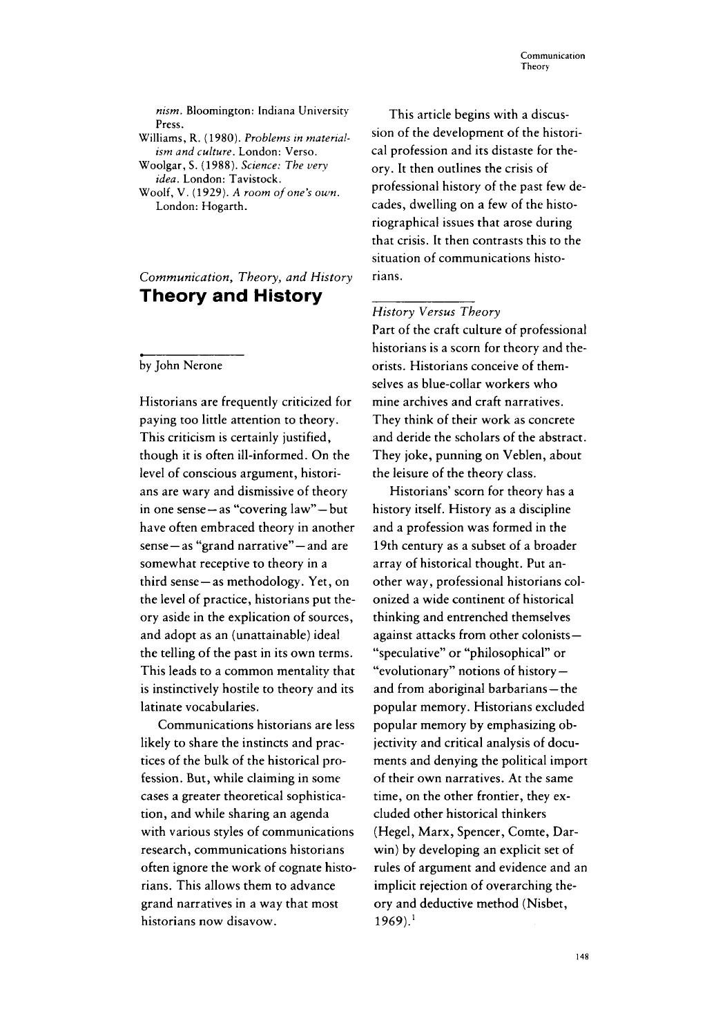*nism*. Bloomington: Indiana University Press.

Williams, R. (1980). *Problems in materialism and culture*. London: Verso.

Woolgar, S. (1988). *Science: The very idea*. London: Tavistock.

Woolf, V. (1929). *A room of one's own*. London: Hogarth.

*Communication, Theory, and History*

# Theory and History

by John Nerone

Historians are frequently criticized for paying too little attention to theory. This criticism is certainly justified, though it is often ill-informed. On the level of conscious argument, historians are wary and dismissive of theory in one sense—as "covering law"—but have often embraced theory in another sense—as "grand narrative"—and are somewhat receptive to theory in a third sense—as methodology. Yet, on the level of practice, historians put theory aside in the explication of sources, and adopt as an (unattainable) ideal the telling of the past in its own terms. This leads to a common mentality that is instinctively hostile to theory and its latinate vocabularies.

Communications historians are less likely to share the instincts and practices of the bulk of the historical profession. But, while claiming in some cases a greater theoretical sophistication, and while sharing an agenda with various styles of communications research, communications historians often ignore the work of cognate historians. This allows them to advance grand narratives in a way that most historians now disavow.

This article begins with a discussion of the development of the historical profession and its distaste for theory. It then outlines the crisis of professional history of the past few decades, dwelling on a few of the historiographical issues that arose during that crisis. It then contrasts this to the situation of communications historians.

## *History Versus Theory*

Part of the craft culture of professional historians is a scorn for theory and theorists. Historians conceive of themselves as blue-collar workers who mine archives and craft narratives. They think of their work as concrete and deride the scholars of the abstract. They joke, punning on Veblen, about the leisure of the theory class.

Historians' scorn for theory has a history itself. History as a discipline and a profession was formed in the 19th century as a subset of a broader array of historical thought. Put another way, professional historians colonized a wide continent of historical thinking and entrenched themselves against attacks from other colonists—"speculative" or "philosophical" or "evolutionary" notions of history—and from aboriginal barbarians—the popular memory. Historians excluded popular memory by emphasizing objectivity and critical analysis of documents and denying the political import of their own narratives. At the same time, on the other frontier, they excluded other historical thinkers (Hegel, Marx, Spencer, Comte, Darwin) by developing an explicit set of rules of argument and evidence and an implicit rejection of overarching theory and deductive method (Nisbet, 1969).[1]